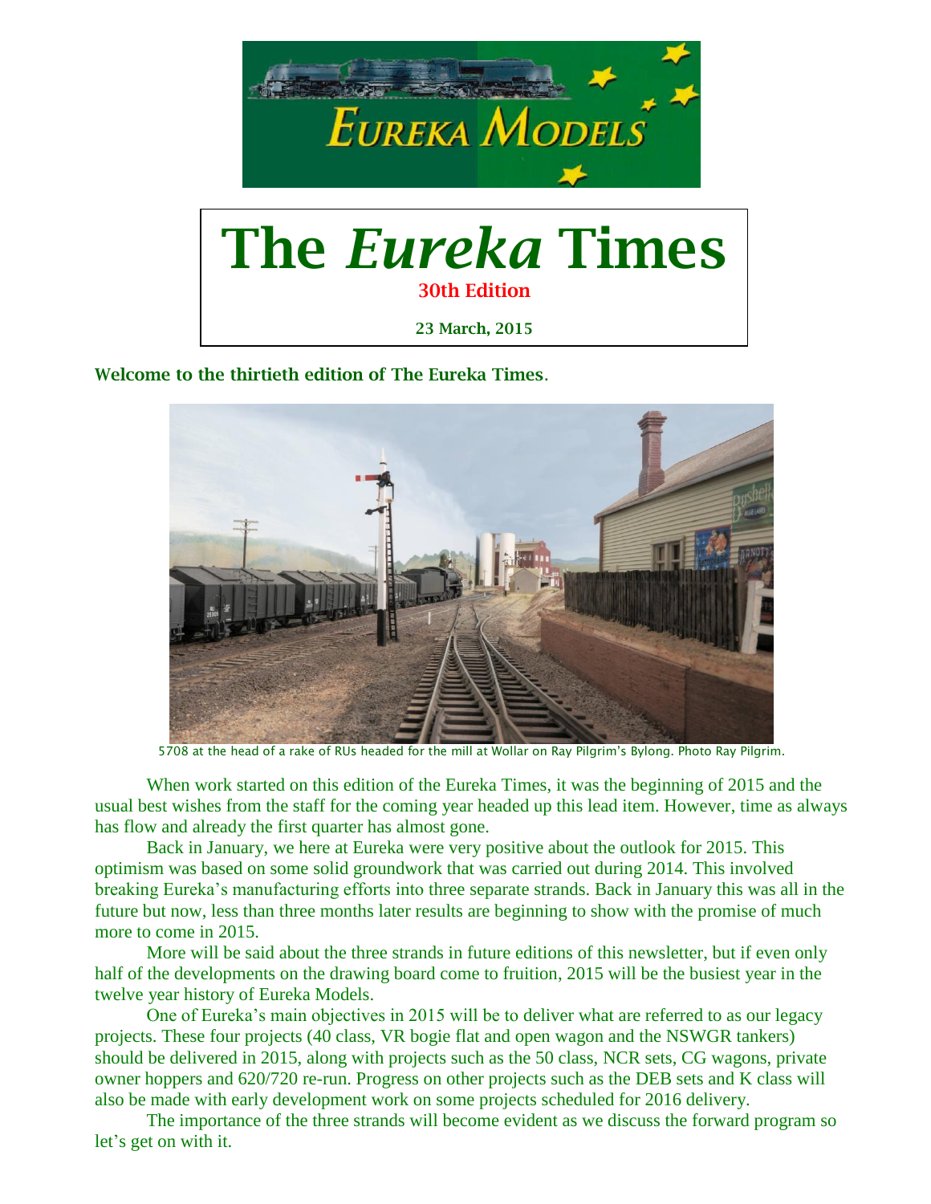# The *Eureka* Times

**30th Edition**

**23 March, 2015**

**Welcome to the thirtieth edition of The Eureka Times.**

5708 at the head of a rake of RUs headed for the mill at Wollar on Ray Pilgrim's Bylong. Photo Ray Pilgrim.

When work started on this edition of the Eureka Times, it was the beginning of 2015 and the usual best wishes from the staff for the coming year headed up this lead item. However, time as always has flow and already the first quarter has almost gone.

Back in January, we here at Eureka were very positive about the outlook for 2015. This optimism was based on some solid groundwork that was carried out during 2014. This involved breaking Eureka's manufacturing efforts into three separate strands. Back in January this was all in the future but now, less than three months later results are beginning to show with the promise of much more to come in 2015.

More will be said about the three strands in future editions of this newsletter, but if even only half of the developments on the drawing board come to fruition, 2015 will be the busiest year in the twelve year history of Eureka Models.

One of Eureka's main objectives in 2015 will be to deliver what are referred to as our legacy projects. These four projects (40 class, VR bogie flat and open wagon and the NSWGR tankers) should be delivered in 2015, along with projects such as the 50 class, NCR sets, CG wagons, private owner hoppers and 620/720 re-run. Progress on other projects such as the DEB sets and K class will also be made with early development work on some projects scheduled for 2016 delivery.

The importance of the three strands will become evident as we discuss the forward program so let's get on with it.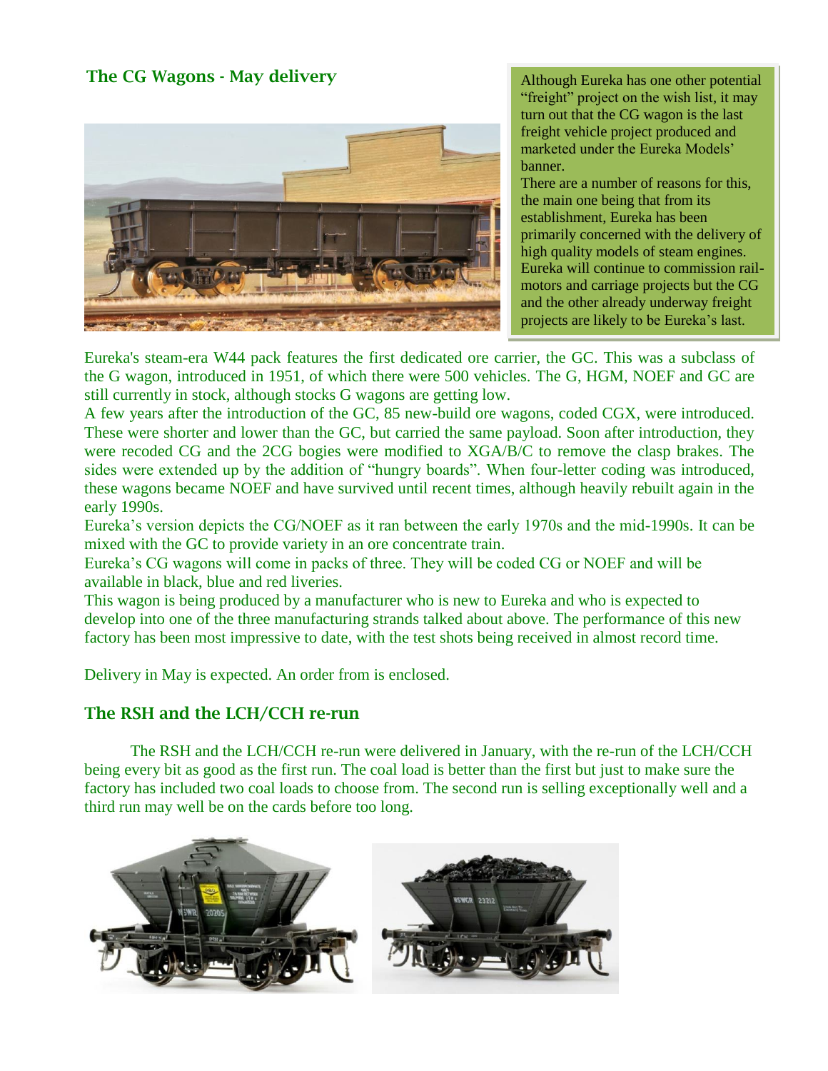## The CG Wagons - May delivery

Although Eureka has one other potential "freight" project on the wish list, it may turn out that the CG wagon is the last freight vehicle project produced and marketed under the Eureka Models' banner.
There are a number of reasons for this, the main one being that from its establishment, Eureka has been primarily concerned with the delivery of high quality models of steam engines. Eureka will continue to commission rail-motors and carriage projects but the CG and the other already underway freight projects are likely to be Eureka's last.

Eureka's steam-era W44 pack features the first dedicated ore carrier, the GC. This was a subclass of the G wagon, introduced in 1951, of which there were 500 vehicles. The G, HGM, NOEF and GC are still currently in stock, although stocks G wagons are getting low.
A few years after the introduction of the GC, 85 new-build ore wagons, coded CGX, were introduced. These were shorter and lower than the GC, but carried the same payload. Soon after introduction, they were recoded CG and the 2CG bogies were modified to XGA/B/C to remove the clasp brakes. The sides were extended up by the addition of "hungry boards". When four-letter coding was introduced, these wagons became NOEF and have survived until recent times, although heavily rebuilt again in the early 1990s.
Eureka's version depicts the CG/NOEF as it ran between the early 1970s and the mid-1990s. It can be mixed with the GC to provide variety in an ore concentrate train.
Eureka's CG wagons will come in packs of three. They will be coded CG or NOEF and will be available in black, blue and red liveries.
This wagon is being produced by a manufacturer who is new to Eureka and who is expected to develop into one of the three manufacturing strands talked about above. The performance of this new factory has been most impressive to date, with the test shots being received in almost record time.

Delivery in May is expected. An order from is enclosed.

## The RSH and the LCH/CCH re-run

The RSH and the LCH/CCH re-run were delivered in January, with the re-run of the LCH/CCH being every bit as good as the first run. The coal load is better than the first but just to make sure the factory has included two coal loads to choose from. The second run is selling exceptionally well and a third run may well be on the cards before too long.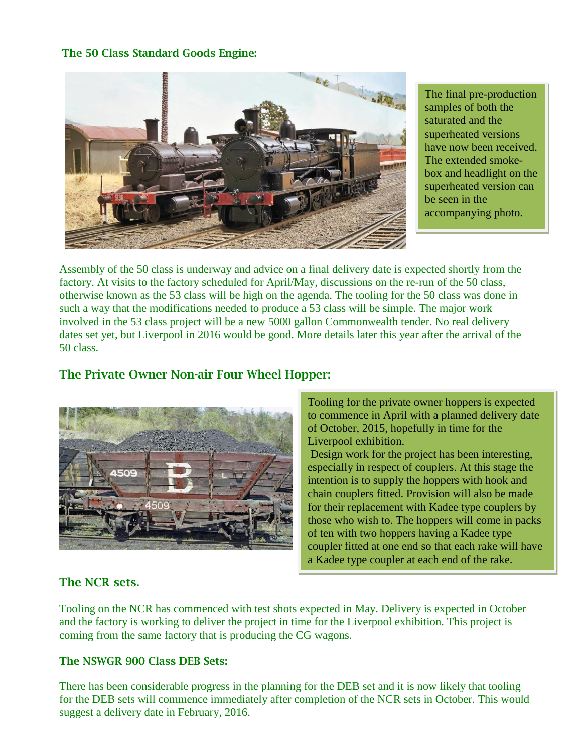## The 50 Class Standard Goods Engine:

The final pre-production samples of both the saturated and the superheated versions have now been received. The extended smoke-box and headlight on the superheated version can be seen in the accompanying photo.

Assembly of the 50 class is underway and advice on a final delivery date is expected shortly from the factory. At visits to the factory scheduled for April/May, discussions on the re-run of the 50 class, otherwise known as the 53 class will be high on the agenda. The tooling for the 50 class was done in such a way that the modifications needed to produce a 53 class will be simple. The major work involved in the 53 class project will be a new 5000 gallon Commonwealth tender. No real delivery dates set yet, but Liverpool in 2016 would be good. More details later this year after the arrival of the 50 class.

## The Private Owner Non-air Four Wheel Hopper:

Tooling for the private owner hoppers is expected to commence in April with a planned delivery date of October, 2015, hopefully in time for the Liverpool exhibition.

Design work for the project has been interesting, especially in respect of couplers. At this stage the intention is to supply the hoppers with hook and chain couplers fitted. Provision will also be made for their replacement with Kadee type couplers by those who wish to. The hoppers will come in packs of ten with two hoppers having a Kadee type coupler fitted at one end so that each rake will have a Kadee type coupler at each end of the rake.

## The NCR sets.

Tooling on the NCR has commenced with test shots expected in May. Delivery is expected in October and the factory is working to deliver the project in time for the Liverpool exhibition. This project is coming from the same factory that is producing the CG wagons.

## The NSWGR 900 Class DEB Sets:

There has been considerable progress in the planning for the DEB set and it is now likely that tooling for the DEB sets will commence immediately after completion of the NCR sets in October. This would suggest a delivery date in February, 2016.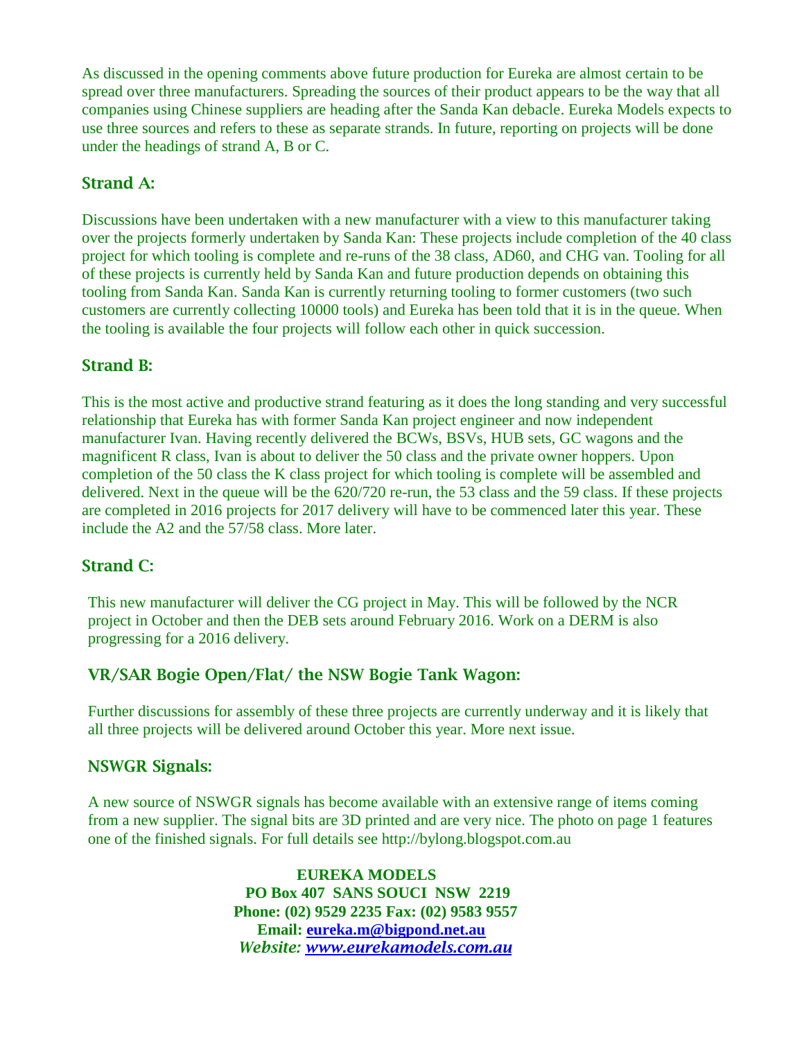As discussed in the opening comments above future production for Eureka are almost certain to be spread over three manufacturers. Spreading the sources of their product appears to be the way that all companies using Chinese suppliers are heading after the Sanda Kan debacle. Eureka Models expects to use three sources and refers to these as separate strands. In future, reporting on projects will be done under the headings of strand A, B or C.

## Strand A:

Discussions have been undertaken with a new manufacturer with a view to this manufacturer taking over the projects formerly undertaken by Sanda Kan: These projects include completion of the 40 class project for which tooling is complete and re-runs of the 38 class, AD60, and CHG van. Tooling for all of these projects is currently held by Sanda Kan and future production depends on obtaining this tooling from Sanda Kan. Sanda Kan is currently returning tooling to former customers (two such customers are currently collecting 10000 tools) and Eureka has been told that it is in the queue. When the tooling is available the four projects will follow each other in quick succession.

## Strand B:

This is the most active and productive strand featuring as it does the long standing and very successful relationship that Eureka has with former Sanda Kan project engineer and now independent manufacturer Ivan. Having recently delivered the BCWs, BSVs, HUB sets, GC wagons and the magnificent R class, Ivan is about to deliver the 50 class and the private owner hoppers. Upon completion of the 50 class the K class project for which tooling is complete will be assembled and delivered. Next in the queue will be the 620/720 re-run, the 53 class and the 59 class. If these projects are completed in 2016 projects for 2017 delivery will have to be commenced later this year. These include the A2 and the 57/58 class. More later.

## Strand C:

This new manufacturer will deliver the CG project in May. This will be followed by the NCR project in October and then the DEB sets around February 2016. Work on a DERM is also progressing for a 2016 delivery.

## VR/SAR Bogie Open/Flat/ the NSW Bogie Tank Wagon:

Further discussions for assembly of these three projects are currently underway and it is likely that all three projects will be delivered around October this year. More next issue.

## NSWGR Signals:

A new source of NSWGR signals has become available with an extensive range of items coming from a new supplier. The signal bits are 3D printed and are very nice. The photo on page 1 features one of the finished signals. For full details see http://bylong.blogspot.com.au

**EUREKA MODELS**
**PO Box 407 SANS SOUCI NSW 2219**
**Phone: (02) 9529 2235 Fax: (02) 9583 9557**
**Email: eureka.m@bigpond.net.au**
***Website: www.eurekamodels.com.au***